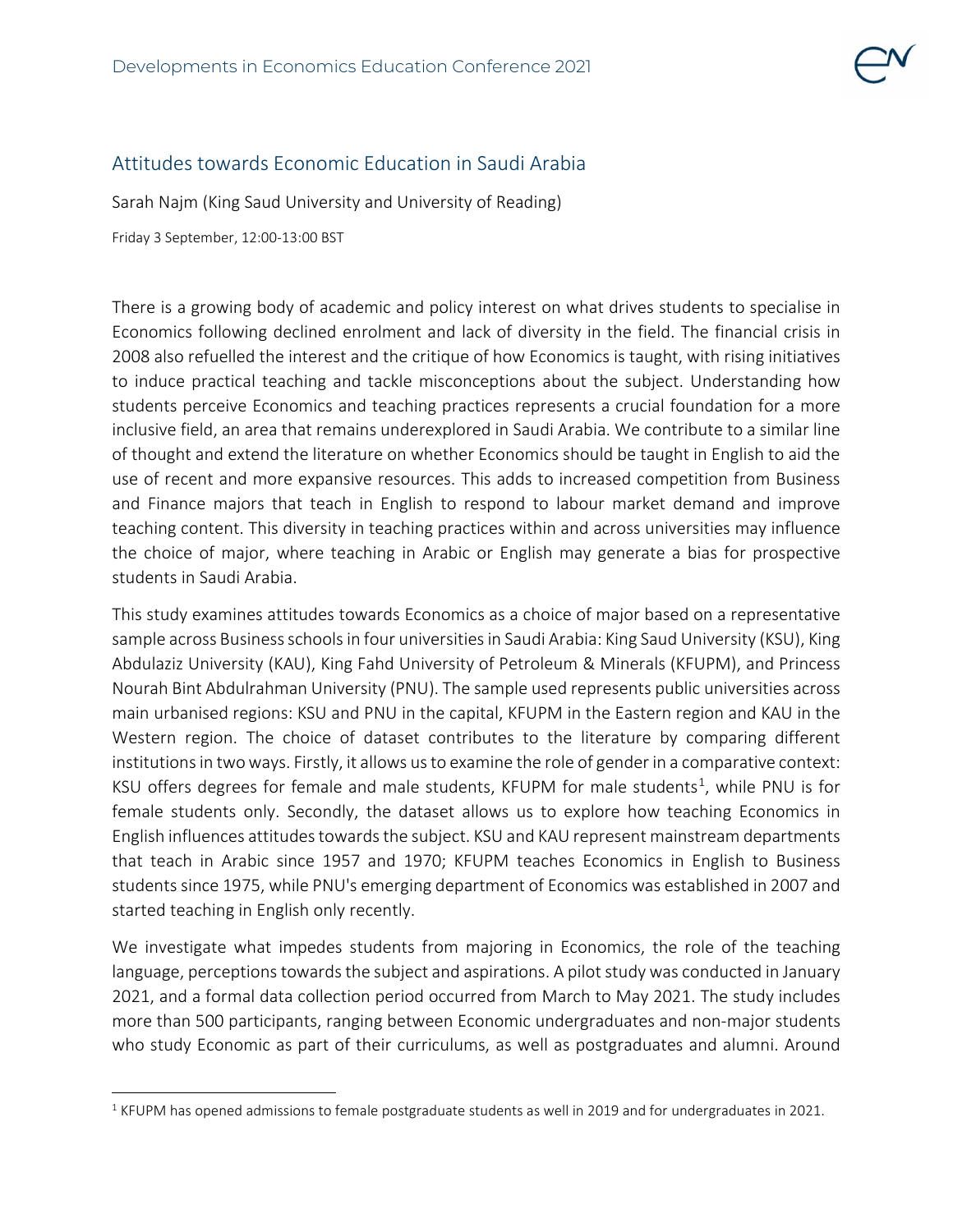# Attitudes towards Economic Education in Saudi Arabia

Sarah Najm (King Saud University and University of Reading)

Friday 3 September, 12:00-13:00 BST

There is a growing body of academic and policy interest on what drives students to specialise in Economics following declined enrolment and lack of diversity in the field. The financial crisis in 2008 also refuelled the interest and the critique of how Economics is taught, with rising initiatives to induce practical teaching and tackle misconceptions about the subject. Understanding how students perceive Economics and teaching practices represents a crucial foundation for a more inclusive field, an area that remains underexplored in Saudi Arabia. We contribute to a similar line of thought and extend the literature on whether Economics should be taught in English to aid the use of recent and more expansive resources. This adds to increased competition from Business and Finance majors that teach in English to respond to labour market demand and improve teaching content. This diversity in teaching practices within and across universities may influence the choice of major, where teaching in Arabic or English may generate a bias for prospective students in Saudi Arabia.

This study examines attitudes towards Economics as a choice of major based on a representative sample across Business schools in four universities in Saudi Arabia: King Saud University (KSU), King Abdulaziz University (KAU), King Fahd University of Petroleum & Minerals (KFUPM), and Princess Nourah Bint Abdulrahman University (PNU). The sample used represents public universities across main urbanised regions: KSU and PNU in the capital, KFUPM in the Eastern region and KAU in the Western region. The choice of dataset contributes to the literature by comparing different institutions in two ways. Firstly, it allows us to examine the role of gender in a comparative context: KSU offers degrees for female and male students, KFUPM for male students[1], while PNU is for female students only. Secondly, the dataset allows us to explore how teaching Economics in English influences attitudes towards the subject. KSU and KAU represent mainstream departments that teach in Arabic since 1957 and 1970; KFUPM teaches Economics in English to Business students since 1975, while PNU's emerging department of Economics was established in 2007 and started teaching in English only recently.

We investigate what impedes students from majoring in Economics, the role of the teaching language, perceptions towards the subject and aspirations. A pilot study was conducted in January 2021, and a formal data collection period occurred from March to May 2021. The study includes more than 500 participants, ranging between Economic undergraduates and non-major students who study Economic as part of their curriculums, as well as postgraduates and alumni. Around

[1] KFUPM has opened admissions to female postgraduate students as well in 2019 and for undergraduates in 2021.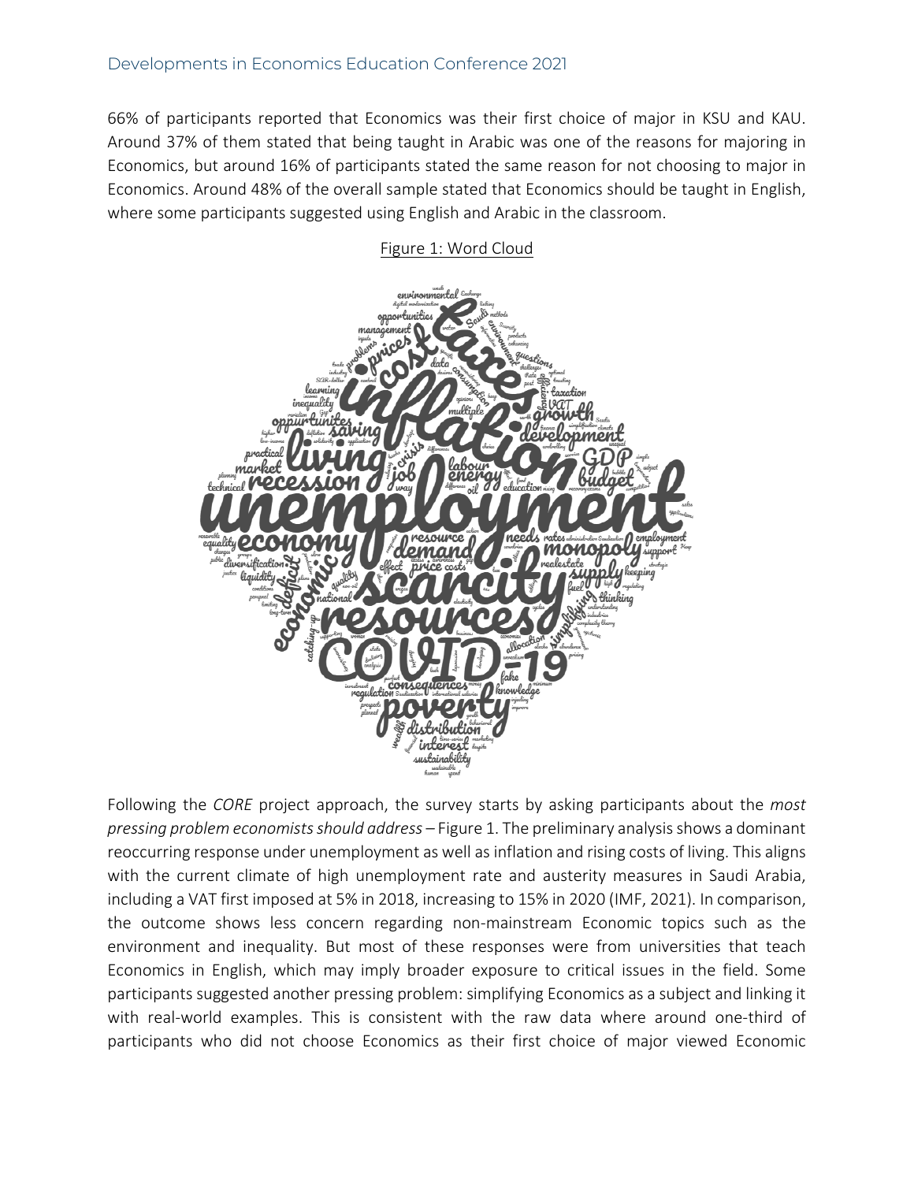66% of participants reported that Economics was their first choice of major in KSU and KAU. Around 37% of them stated that being taught in Arabic was one of the reasons for majoring in Economics, but around 16% of participants stated the same reason for not choosing to major in Economics. Around 48% of the overall sample stated that Economics should be taught in English, where some participants suggested using English and Arabic in the classroom.

Figure 1: Word Cloud

Following the *CORE* project approach, the survey starts by asking participants about the *most pressing problem economists should address* – Figure 1. The preliminary analysis shows a dominant reoccurring response under unemployment as well as inflation and rising costs of living. This aligns with the current climate of high unemployment rate and austerity measures in Saudi Arabia, including a VAT first imposed at 5% in 2018, increasing to 15% in 2020 (IMF, 2021). In comparison, the outcome shows less concern regarding non-mainstream Economic topics such as the environment and inequality. But most of these responses were from universities that teach Economics in English, which may imply broader exposure to critical issues in the field. Some participants suggested another pressing problem: simplifying Economics as a subject and linking it with real-world examples. This is consistent with the raw data where around one-third of participants who did not choose Economics as their first choice of major viewed Economic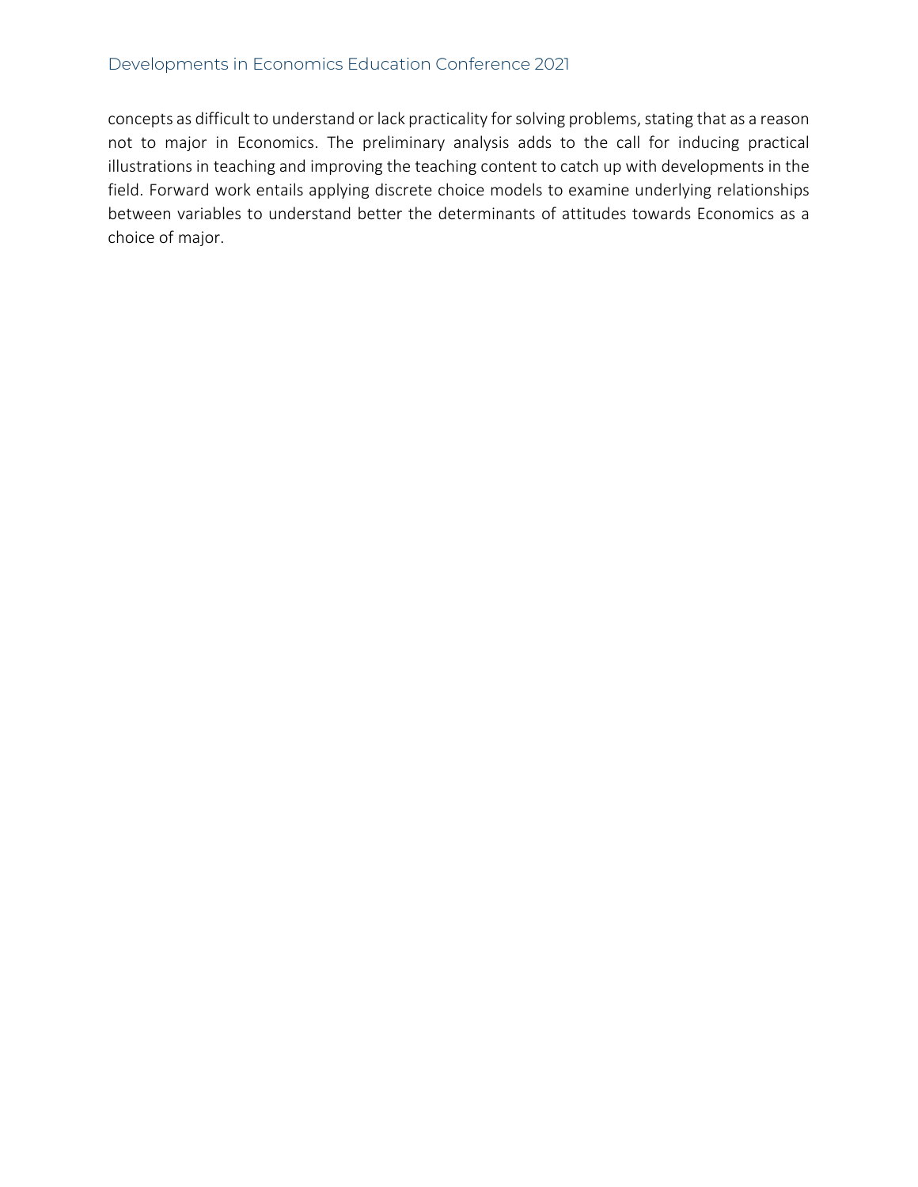concepts as difficult to understand or lack practicality for solving problems, stating that as a reason not to major in Economics. The preliminary analysis adds to the call for inducing practical illustrations in teaching and improving the teaching content to catch up with developments in the field. Forward work entails applying discrete choice models to examine underlying relationships between variables to understand better the determinants of attitudes towards Economics as a choice of major.